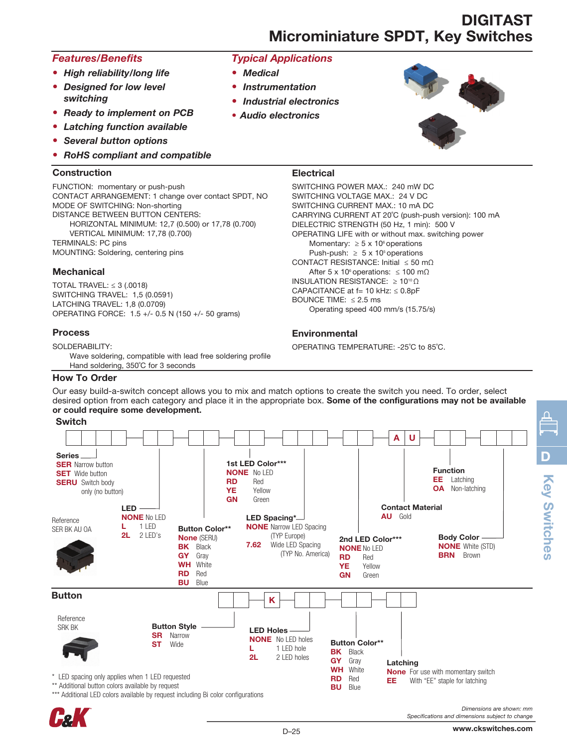# DIGITAST
## Microminiature SPDT, Key Switches

### Features/Benefits

- *High reliability/long life*
- *Designed for low level switching*
- *Ready to implement on PCB*
- *Latching function available*
- *Several button options*
- *RoHS compliant and compatible*

### Typical Applications

- *Medical*
- *Instrumentation*
- *Industrial electronics*
- *Audio electronics*

### Construction

FUNCTION: momentary or push-push
CONTACT ARRANGEMENT: 1 change over contact SPDT, NO
MODE OF SWITCHING: Non-shorting
DISTANCE BETWEEN BUTTON CENTERS:
HORIZONTAL MINIMUM: 12,7 (0.500) or 17,78 (0.700)
VERTICAL MINIMUM: 17,78 (0.700)
TERMINALS: PC pins
MOUNTING: Soldering, centering pins

### Mechanical

TOTAL TRAVEL: ≤ 3 (.0018)
SWITCHING TRAVEL: 1,5 (0.0591)
LATCHING TRAVEL: 1,8 (0.0709)
OPERATING FORCE: 1.5 +/- 0.5 N (150 +/- 50 grams)

### Process

SOLDERABILITY:
Wave soldering, compatible with lead free soldering profile
Hand soldering, 350°C for 3 seconds

### Electrical

SWITCHING POWER MAX.: 240 mW DC
SWITCHING VOLTAGE MAX.: 24 V DC
SWITCHING CURRENT MAX.: 10 mA DC
CARRYING CURRENT AT 20°C (push-push version): 100 mA
DIELECTRIC STRENGTH (50 Hz, 1 min): 500 V
OPERATING LIFE with or without max. switching power
Momentary: ≥ 5 x $10^6$ operations
Push-push: ≥ 5 x $10^5$ operations
CONTACT RESISTANCE: Initial ≤ 50 mΩ
After 5 x $10^6$ operations: ≤ 100 mΩ
INSULATION RESISTANCE: ≥ $10^{10}$ Ω
CAPACITANCE at f= 10 kHz: ≤ 0.8pF
BOUNCE TIME: ≤ 2.5 ms
Operating speed 400 mm/s (15.75/s)

### Environmental

OPERATING TEMPERATURE: -25°C to 85°C.

### How To Order

Our easy build-a-switch concept allows you to mix and match options to create the switch you need. To order, select desired option from each category and place it in the appropriate box. **Some of the configurations may not be available or could require some development.**

#### Switch

Reference
SER BK AU OA

**Series**
- **SER** Narrow button
- **SET** Wide button
- **SERU** Switch body only (no button)

**LED**
- **NONE** No LED
- **L** 1 LED
- **2L** 2 LED's

**Button Color\*\***
- **None** (SERU)
- **BK** Black
- **GY** Gray
- **WH** White
- **RD** Red
- **BU** Blue

**1st LED Color\*\*\***
- **NONE** No LED
- **RD** Red
- **YE** Yellow
- **GN** Green

**LED Spacing\***
- **NONE** Narrow LED Spacing (TYP Europe)
- **7.62** Wide LED Spacing (TYP No. America)

**2nd LED Color\*\*\***
- **NONE** No LED
- **RD** Red
- **YE** Yellow
- **GN** Green

**Contact Material**
- **AU** Gold

**Function**
- **EE** Latching
- **OA** Non-latching

**Body Color**
- **NONE** White (STD)
- **BRN** Brown

#### Button

Reference
SRK BK

**Button Style**
- **SR** Narrow
- **ST** Wide

**K**

**LED Holes**
- **NONE** No LED holes
- **L** 1 LED hole
- **2L** 2 LED holes

**Button Color\*\***
- **BK** Black
- **GY** Gray
- **WH** White
- **RD** Red
- **BU** Blue

**Latching**
- **None** For use with momentary switch
- **EE** With "EE" staple for latching

\* LED spacing only applies when 1 LED requested
\*\* Additional button colors available by request
\*\*\* Additional LED colors available by request including Bi color configurations

*Dimensions are shown: mm*
*Specifications and dimensions subject to change*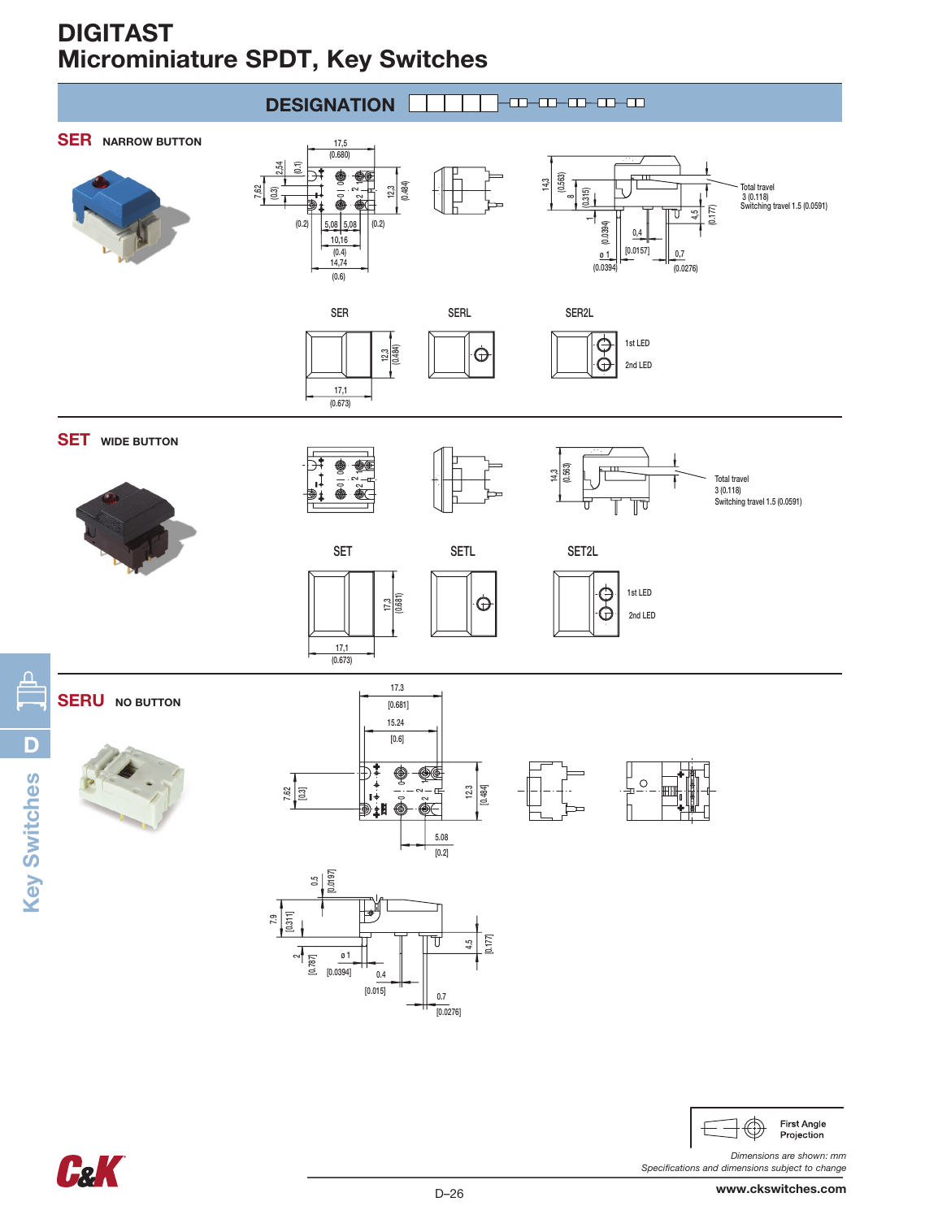# DIGITAST
## Microminiature SPDT, Key Switches

**DESIGNATION**

## SER NARROW BUTTON

17,5 (0.680)

7,62 (0.3) 2,54 (0.1) 12,3 (0.484)

(0.2) 5,08 5,08 (0.2)

10,16 (0.4)

14,74 (0.6)

14,3 (0.563) 8 (0.315) 1 (0.0394) ø 1 (0.0394) 0,4 (0.0157) 0,7 (0.0276) 4,5 (0.177)

Total travel 3 (0.118)
Switching travel 1.5 (0.0591)

SER SERL SER2L

12,3 (0.484)

17,1 (0.673)

1st LED
2nd LED

## SET WIDE BUTTON

14,3 (0.563)

Total travel 3 (0.118)
Switching travel 1.5 (0.0591)

SET SETL SET2L

17,3 (0.681)

17,1 (0.673)

1st LED
2nd LED

## SERU NO BUTTON

17.3 [0.681]

15.24 [0.6]

7.62 [0.3]

12.3 [0.484]

5.08 [0.2]

0.5 [0.0197]

7.9 [0.311]

2 [0.787]

ø 1 [0.0394]

0.4 [0.015]

0.7 [0.0276]

4.5 [0.177]

First Angle Projection

*Dimensions are shown: mm*
*Specifications and dimensions subject to change*

www.ckswitches.com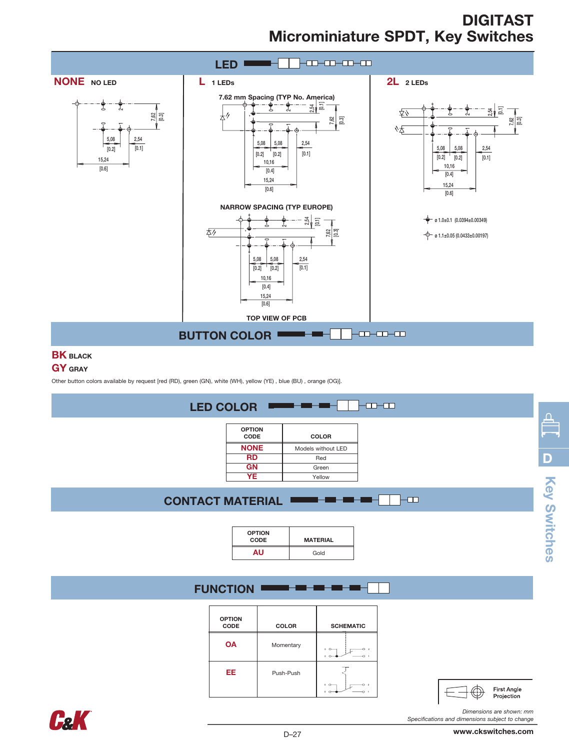# DIGITAST
## Microminiature SPDT, Key Switches

## LED

**NONE** NO LED

5,08 [0.2]
2,54 [0.1]
15,24 [0.6]
7,62 [0.3]

**L** 1 LEDs

7.62 mm Spacing (TYP No. America)

2,54 [0.1]
7,62 [0.3]
5,08 [0.2]
5,08 [0.2]
2,54 [0.1]
10,16 [0.4]
15,24 [0.6]

NARROW SPACING (TYP EUROPE)

2,54 [0.1]
7,62 [0.3]
5,08 [0.2]
5,08 [0.2]
2,54 [0.1]
10,16 [0.4]
15,24 [0.6]

TOP VIEW OF PCB

**2L** 2 LEDs

2,54 [0.1]
7,62 [0.3]
5,08 [0.2]
5,08 [0.2]
2,54 [0.1]
10,16 [0.4]
15,24 [0.6]

ø 1.0±0.1 (0.0394±0.00349)

ø 1.1±0.05 (0.0433±0.00197)

## BUTTON COLOR

**BK** BLACK

**GY** GRAY

Other button colors available by request [red (RD), green (GN), white (WH), yellow (YE) , blue (BU) , orange (OG)].

## LED COLOR

| OPTION CODE | COLOR |
|---|---|
| **NONE** | Models without LED |
| **RD** | Red |
| **GN** | Green |
| **YE** | Yellow |

## CONTACT MATERIAL

| OPTION CODE | MATERIAL |
|---|---|
| **AU** | Gold |

## FUNCTION

| OPTION CODE | COLOR | SCHEMATIC |
|---|---|---|
| **OA** | Momentary | |
| **EE** | Push-Push | |

First Angle Projection

*Dimensions are shown: mm*
*Specifications and dimensions subject to change*

www.ckswitches.com